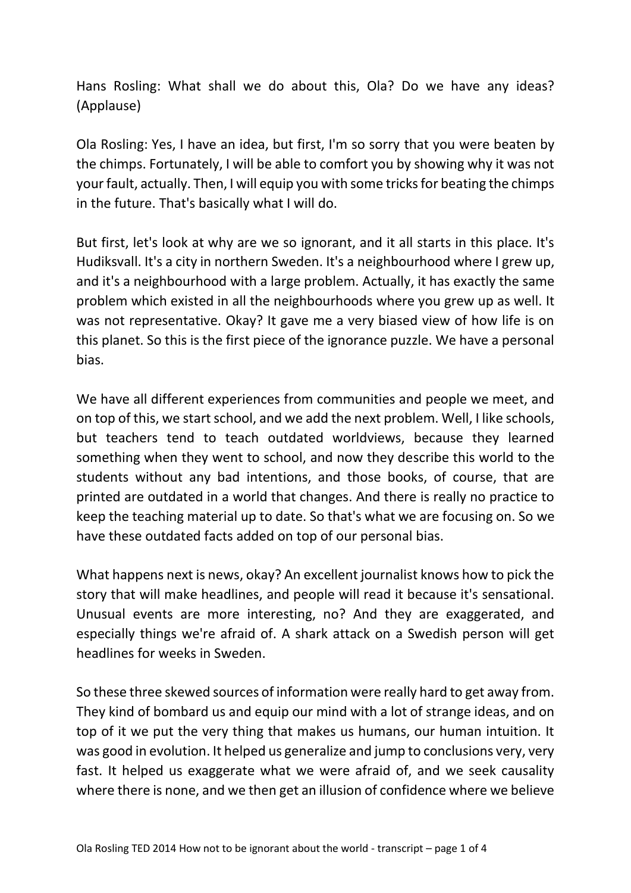Hans Rosling: What shall we do about this, Ola? Do we have any ideas? (Applause)

Ola Rosling: Yes, I have an idea, but first, I'm so sorry that you were beaten by the chimps. Fortunately, I will be able to comfort you by showing why it was not your fault, actually. Then, I will equip you with some tricks for beating the chimps in the future. That's basically what I will do.

But first, let's look at why are we so ignorant, and it all starts in this place. It's Hudiksvall. It's a city in northern Sweden. It's a neighbourhood where I grew up, and it's a neighbourhood with a large problem. Actually, it has exactly the same problem which existed in all the neighbourhoods where you grew up as well. It was not representative. Okay? It gave me a very biased view of how life is on this planet. So this is the first piece of the ignorance puzzle. We have a personal bias.

We have all different experiences from communities and people we meet, and on top of this, we start school, and we add the next problem. Well, I like schools, but teachers tend to teach outdated worldviews, because they learned something when they went to school, and now they describe this world to the students without any bad intentions, and those books, of course, that are printed are outdated in a world that changes. And there is really no practice to keep the teaching material up to date. So that's what we are focusing on. So we have these outdated facts added on top of our personal bias.

What happens next is news, okay? An excellent journalist knows how to pick the story that will make headlines, and people will read it because it's sensational. Unusual events are more interesting, no? And they are exaggerated, and especially things we're afraid of. A shark attack on a Swedish person will get headlines for weeks in Sweden.

So these three skewed sources of information were really hard to get away from. They kind of bombard us and equip our mind with a lot of strange ideas, and on top of it we put the very thing that makes us humans, our human intuition. It was good in evolution. It helped us generalize and jump to conclusions very, very fast. It helped us exaggerate what we were afraid of, and we seek causality where there is none, and we then get an illusion of confidence where we believe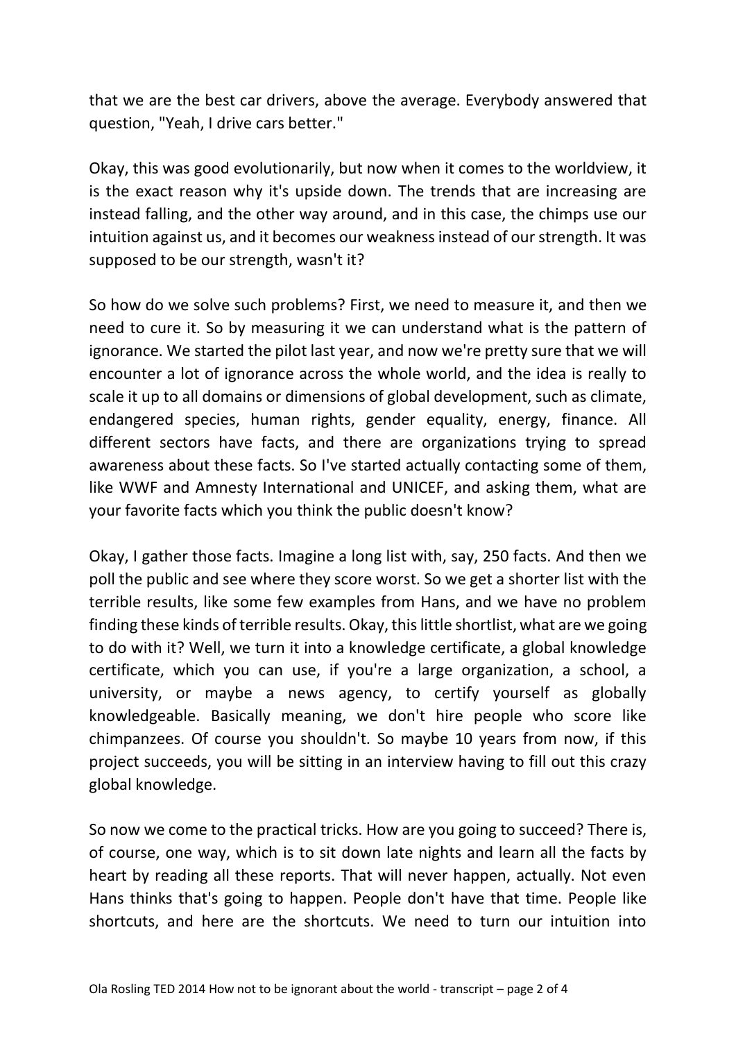that we are the best car drivers, above the average. Everybody answered that question, "Yeah, I drive cars better."

Okay, this was good evolutionarily, but now when it comes to the worldview, it is the exact reason why it's upside down. The trends that are increasing are instead falling, and the other way around, and in this case, the chimps use our intuition against us, and it becomes our weakness instead of our strength. It was supposed to be our strength, wasn't it?

So how do we solve such problems? First, we need to measure it, and then we need to cure it. So by measuring it we can understand what is the pattern of ignorance. We started the pilot last year, and now we're pretty sure that we will encounter a lot of ignorance across the whole world, and the idea is really to scale it up to all domains or dimensions of global development, such as climate, endangered species, human rights, gender equality, energy, finance. All different sectors have facts, and there are organizations trying to spread awareness about these facts. So I've started actually contacting some of them, like WWF and Amnesty International and UNICEF, and asking them, what are your favorite facts which you think the public doesn't know?

Okay, I gather those facts. Imagine a long list with, say, 250 facts. And then we poll the public and see where they score worst. So we get a shorter list with the terrible results, like some few examples from Hans, and we have no problem finding these kinds of terrible results. Okay, this little shortlist, what are we going to do with it? Well, we turn it into a knowledge certificate, a global knowledge certificate, which you can use, if you're a large organization, a school, a university, or maybe a news agency, to certify yourself as globally knowledgeable. Basically meaning, we don't hire people who score like chimpanzees. Of course you shouldn't. So maybe 10 years from now, if this project succeeds, you will be sitting in an interview having to fill out this crazy global knowledge.

So now we come to the practical tricks. How are you going to succeed? There is, of course, one way, which is to sit down late nights and learn all the facts by heart by reading all these reports. That will never happen, actually. Not even Hans thinks that's going to happen. People don't have that time. People like shortcuts, and here are the shortcuts. We need to turn our intuition into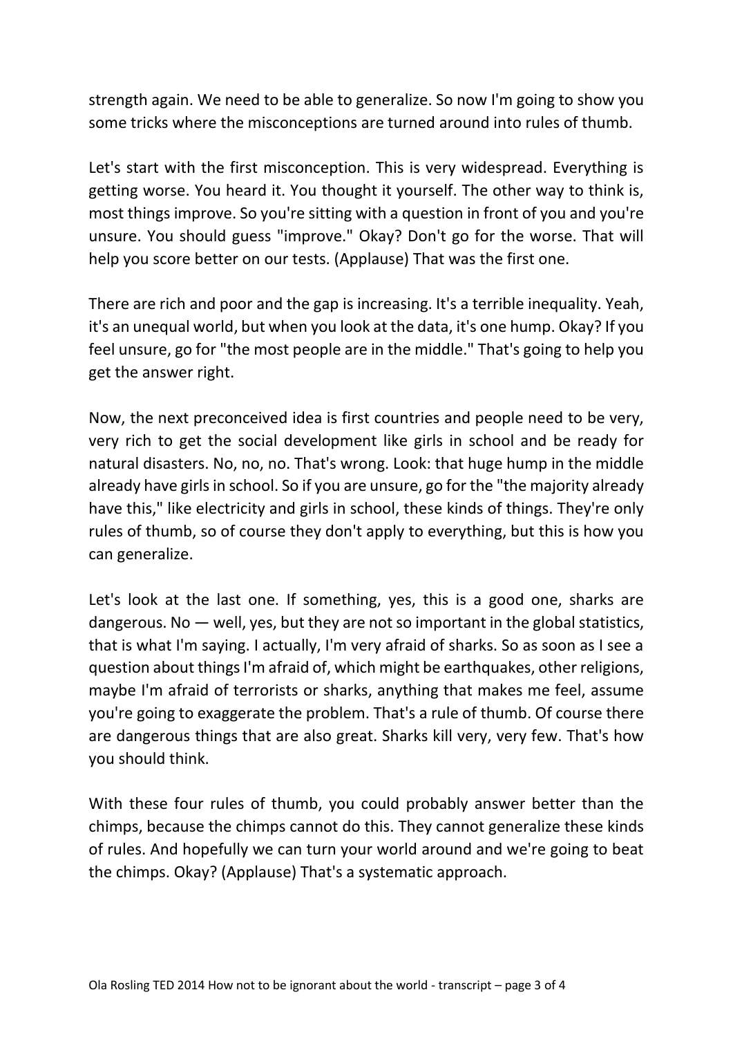strength again. We need to be able to generalize. So now I'm going to show you some tricks where the misconceptions are turned around into rules of thumb.

Let's start with the first misconception. This is very widespread. Everything is getting worse. You heard it. You thought it yourself. The other way to think is, most things improve. So you're sitting with a question in front of you and you're unsure. You should guess "improve." Okay? Don't go for the worse. That will help you score better on our tests. (Applause) That was the first one.

There are rich and poor and the gap is increasing. It's a terrible inequality. Yeah, it's an unequal world, but when you look at the data, it's one hump. Okay? If you feel unsure, go for "the most people are in the middle." That's going to help you get the answer right.

Now, the next preconceived idea is first countries and people need to be very, very rich to get the social development like girls in school and be ready for natural disasters. No, no, no. That's wrong. Look: that huge hump in the middle already have girls in school. So if you are unsure, go for the "the majority already have this," like electricity and girls in school, these kinds of things. They're only rules of thumb, so of course they don't apply to everything, but this is how you can generalize.

Let's look at the last one. If something, yes, this is a good one, sharks are dangerous. No — well, yes, but they are not so important in the global statistics, that is what I'm saying. I actually, I'm very afraid of sharks. So as soon as I see a question about things I'm afraid of, which might be earthquakes, other religions, maybe I'm afraid of terrorists or sharks, anything that makes me feel, assume you're going to exaggerate the problem. That's a rule of thumb. Of course there are dangerous things that are also great. Sharks kill very, very few. That's how you should think.

With these four rules of thumb, you could probably answer better than the chimps, because the chimps cannot do this. They cannot generalize these kinds of rules. And hopefully we can turn your world around and we're going to beat the chimps. Okay? (Applause) That's a systematic approach.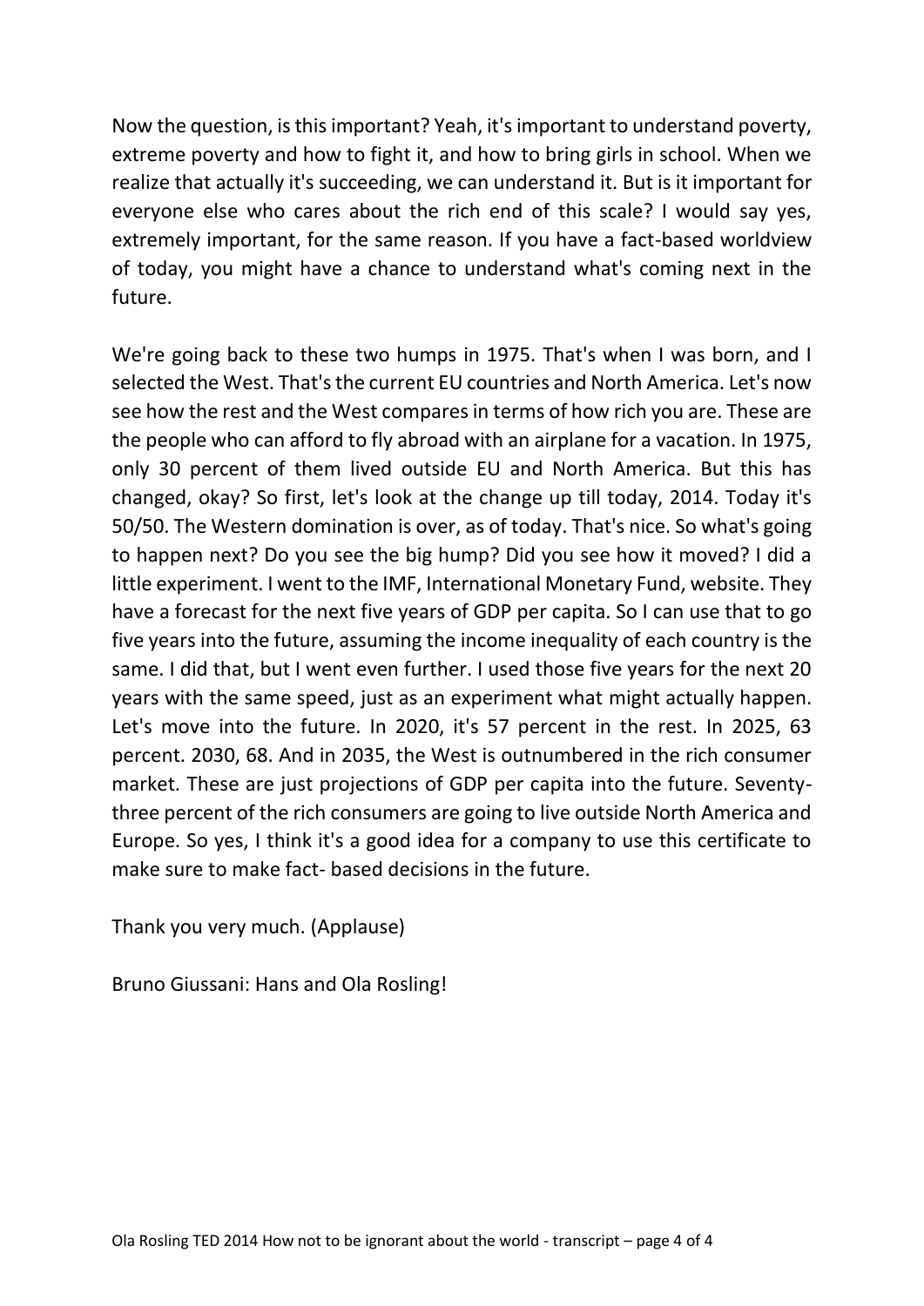Now the question, is this important? Yeah, it's important to understand poverty, extreme poverty and how to fight it, and how to bring girls in school. When we realize that actually it's succeeding, we can understand it. But is it important for everyone else who cares about the rich end of this scale? I would say yes, extremely important, for the same reason. If you have a fact-based worldview of today, you might have a chance to understand what's coming next in the future.

We're going back to these two humps in 1975. That's when I was born, and I selected the West. That's the current EU countries and North America. Let's now see how the rest and the West compares in terms of how rich you are. These are the people who can afford to fly abroad with an airplane for a vacation. In 1975, only 30 percent of them lived outside EU and North America. But this has changed, okay? So first, let's look at the change up till today, 2014. Today it's 50/50. The Western domination is over, as of today. That's nice. So what's going to happen next? Do you see the big hump? Did you see how it moved? I did a little experiment. I went to the IMF, International Monetary Fund, website. They have a forecast for the next five years of GDP per capita. So I can use that to go five years into the future, assuming the income inequality of each country is the same. I did that, but I went even further. I used those five years for the next 20 years with the same speed, just as an experiment what might actually happen. Let's move into the future. In 2020, it's 57 percent in the rest. In 2025, 63 percent. 2030, 68. And in 2035, the West is outnumbered in the rich consumer market. These are just projections of GDP per capita into the future. Seventy-three percent of the rich consumers are going to live outside North America and Europe. So yes, I think it's a good idea for a company to use this certificate to make sure to make fact- based decisions in the future.

Thank you very much. (Applause)

Bruno Giussani: Hans and Ola Rosling!